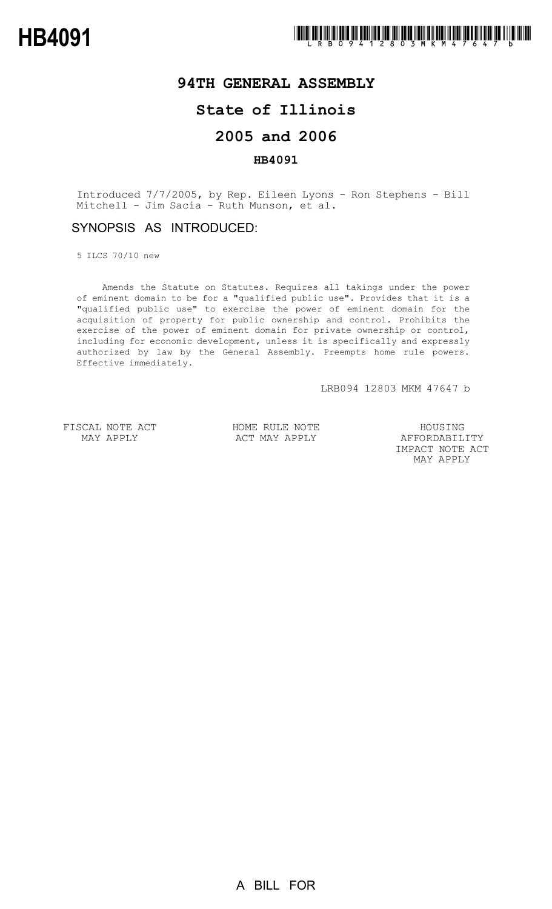**HB4091**

LRB094 12803 MKM 47647 b

# 94TH GENERAL ASSEMBLY

## State of Illinois

## 2005 and 2006

### HB4091

Introduced 7/7/2005, by Rep. Eileen Lyons - Ron Stephens - Bill Mitchell - Jim Sacia - Ruth Munson, et al.

## SYNOPSIS AS INTRODUCED:

5 ILCS 70/10 new

Amends the Statute on Statutes. Requires all takings under the power of eminent domain to be for a "qualified public use". Provides that it is a "qualified public use" to exercise the power of eminent domain for the acquisition of property for public ownership and control. Prohibits the exercise of the power of eminent domain for private ownership or control, including for economic development, unless it is specifically and expressly authorized by law by the General Assembly. Preempts home rule powers. Effective immediately.

LRB094 12803 MKM 47647 b

FISCAL NOTE ACT MAY APPLY

HOME RULE NOTE ACT MAY APPLY

HOUSING AFFORDABILITY IMPACT NOTE ACT MAY APPLY

A BILL FOR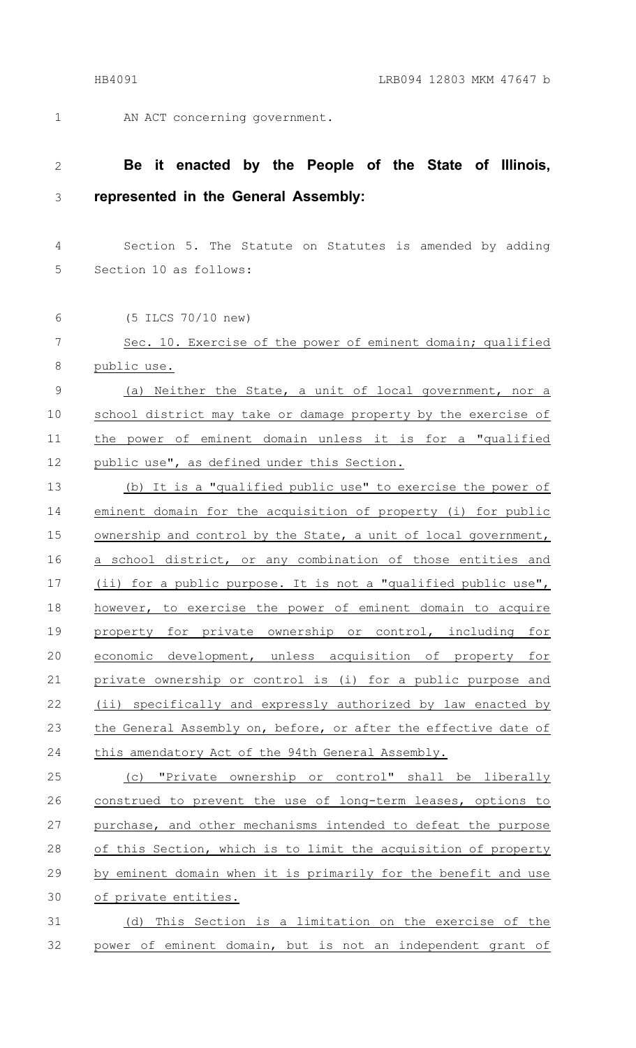AN ACT concerning government.

**Be it enacted by the People of the State of Illinois, represented in the General Assembly:**

Section 5. The Statute on Statutes is amended by adding Section 10 as follows:

(5 ILCS 70/10 new)

Sec. 10. Exercise of the power of eminent domain; qualified public use.

(a) Neither the State, a unit of local government, nor a school district may take or damage property by the exercise of the power of eminent domain unless it is for a "qualified public use", as defined under this Section.

(b) It is a "qualified public use" to exercise the power of eminent domain for the acquisition of property (i) for public ownership and control by the State, a unit of local government, a school district, or any combination of those entities and (ii) for a public purpose. It is not a "qualified public use", however, to exercise the power of eminent domain to acquire property for private ownership or control, including for economic development, unless acquisition of property for private ownership or control is (i) for a public purpose and (ii) specifically and expressly authorized by law enacted by the General Assembly on, before, or after the effective date of this amendatory Act of the 94th General Assembly.

(c) "Private ownership or control" shall be liberally construed to prevent the use of long-term leases, options to purchase, and other mechanisms intended to defeat the purpose of this Section, which is to limit the acquisition of property by eminent domain when it is primarily for the benefit and use of private entities.

(d) This Section is a limitation on the exercise of the power of eminent domain, but is not an independent grant of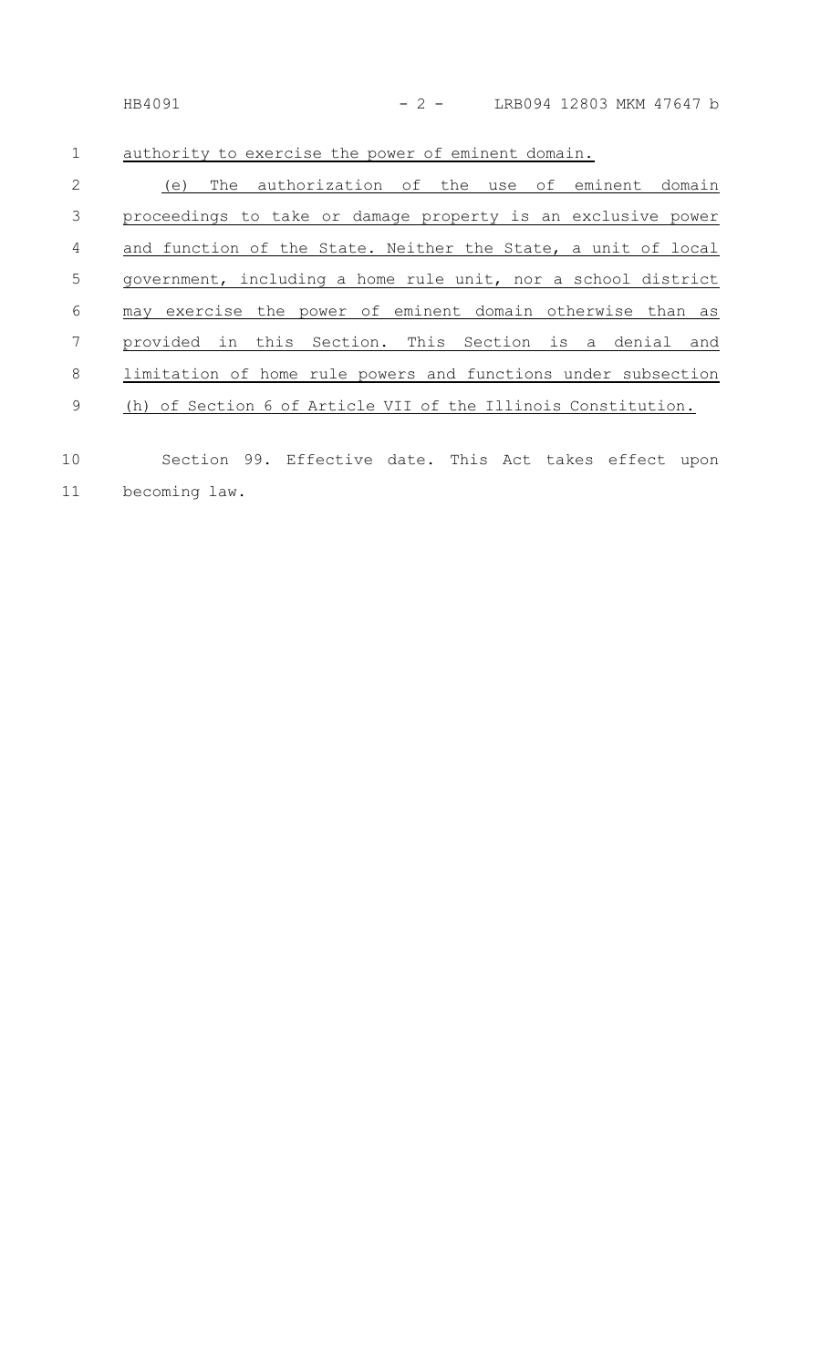authority to exercise the power of eminent domain.

(e) The authorization of the use of eminent domain proceedings to take or damage property is an exclusive power and function of the State. Neither the State, a unit of local government, including a home rule unit, nor a school district may exercise the power of eminent domain otherwise than as provided in this Section. This Section is a denial and limitation of home rule powers and functions under subsection (h) of Section 6 of Article VII of the Illinois Constitution.

Section 99. Effective date. This Act takes effect upon becoming law.